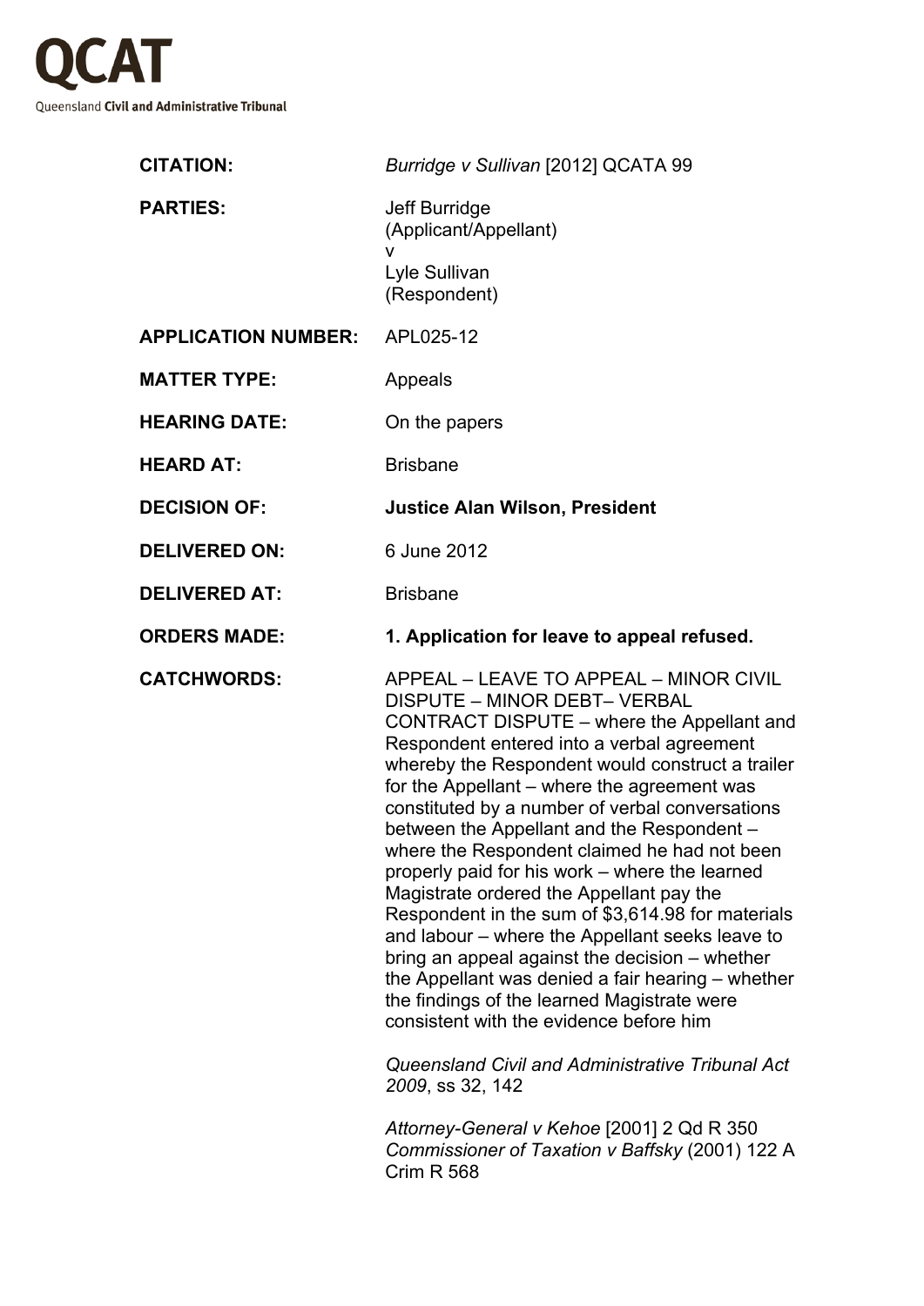# QCAT

Queensland **Civil and Administrative Tribunal**

| | |
|---|---|
| **CITATION:** | *Burridge v Sullivan* [2012] QCATA 99 |
| **PARTIES:** | Jeff Burridge<br>(Applicant/Appellant)<br>v<br>Lyle Sullivan<br>(Respondent) |
| **APPLICATION NUMBER:** | APL025-12 |
| **MATTER TYPE:** | Appeals |
| **HEARING DATE:** | On the papers |
| **HEARD AT:** | Brisbane |
| **DECISION OF:** | **Justice Alan Wilson, President** |
| **DELIVERED ON:** | 6 June 2012 |
| **DELIVERED AT:** | Brisbane |
| **ORDERS MADE:** | **1. Application for leave to appeal refused.** |
| **CATCHWORDS:** | APPEAL – LEAVE TO APPEAL – MINOR CIVIL DISPUTE – MINOR DEBT– VERBAL CONTRACT DISPUTE – where the Appellant and Respondent entered into a verbal agreement whereby the Respondent would construct a trailer for the Appellant – where the agreement was constituted by a number of verbal conversations between the Appellant and the Respondent – where the Respondent claimed he had not been properly paid for his work – where the learned Magistrate ordered the Appellant pay the Respondent in the sum of $3,614.98 for materials and labour – where the Appellant seeks leave to bring an appeal against the decision – whether the Appellant was denied a fair hearing – whether the findings of the learned Magistrate were consistent with the evidence before him<br><br>*Queensland Civil and Administrative Tribunal Act 2009*, ss 32, 142<br><br>*Attorney-General v Kehoe* [2001] 2 Qd R 350<br>*Commissioner of Taxation v Baffsky* (2001) 122 A Crim R 568 |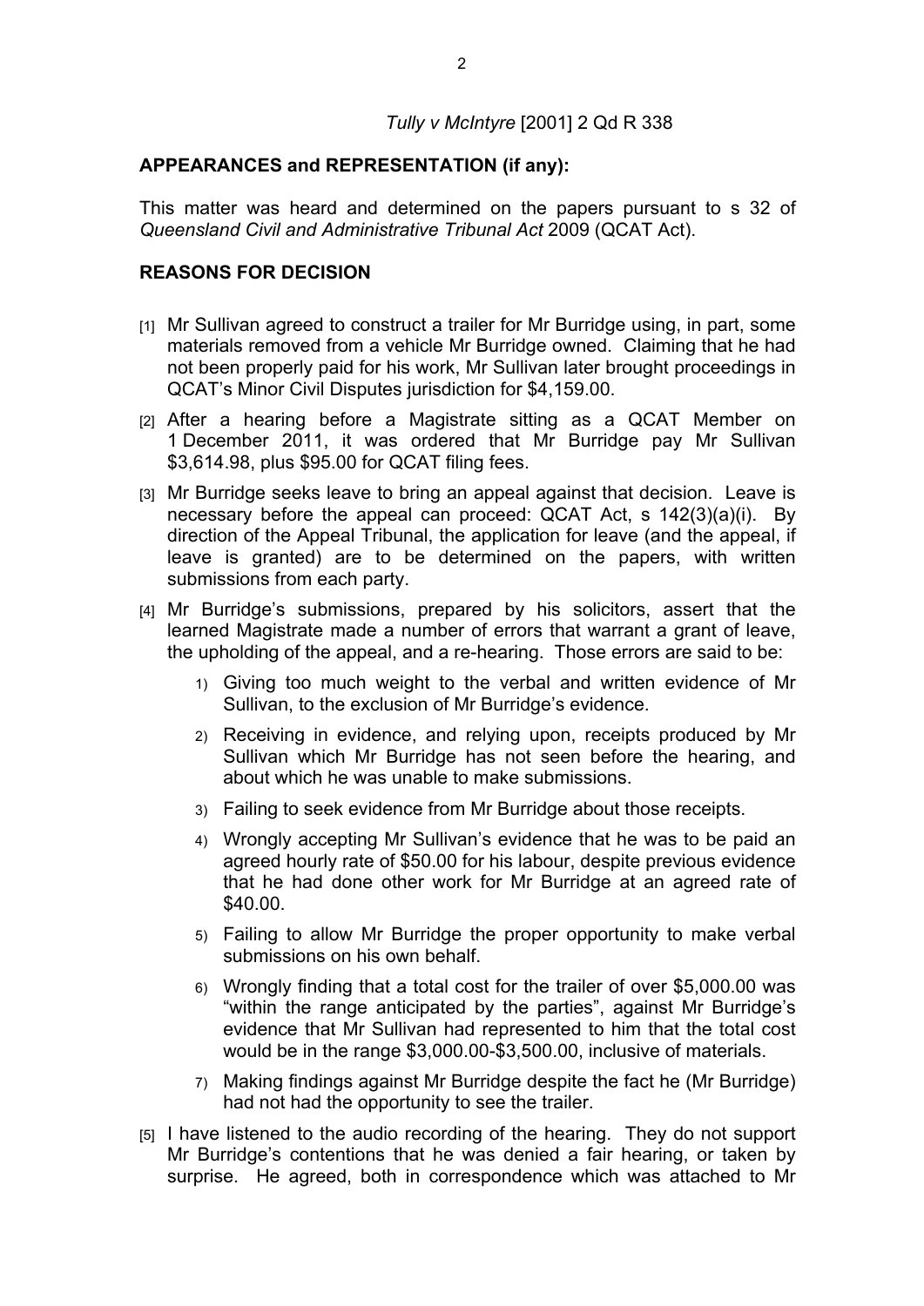*Tully v McIntyre* [2001] 2 Qd R 338

**APPEARANCES and REPRESENTATION (if any):**

This matter was heard and determined on the papers pursuant to s 32 of *Queensland Civil and Administrative Tribunal Act* 2009 (QCAT Act).

**REASONS FOR DECISION**

[1] Mr Sullivan agreed to construct a trailer for Mr Burridge using, in part, some materials removed from a vehicle Mr Burridge owned. Claiming that he had not been properly paid for his work, Mr Sullivan later brought proceedings in QCAT's Minor Civil Disputes jurisdiction for $4,159.00.

[2] After a hearing before a Magistrate sitting as a QCAT Member on 1 December 2011, it was ordered that Mr Burridge pay Mr Sullivan $3,614.98, plus $95.00 for QCAT filing fees.

[3] Mr Burridge seeks leave to bring an appeal against that decision. Leave is necessary before the appeal can proceed: QCAT Act, s 142(3)(a)(i). By direction of the Appeal Tribunal, the application for leave (and the appeal, if leave is granted) are to be determined on the papers, with written submissions from each party.

[4] Mr Burridge's submissions, prepared by his solicitors, assert that the learned Magistrate made a number of errors that warrant a grant of leave, the upholding of the appeal, and a re-hearing. Those errors are said to be:

1) Giving too much weight to the verbal and written evidence of Mr Sullivan, to the exclusion of Mr Burridge's evidence.
2) Receiving in evidence, and relying upon, receipts produced by Mr Sullivan which Mr Burridge has not seen before the hearing, and about which he was unable to make submissions.
3) Failing to seek evidence from Mr Burridge about those receipts.
4) Wrongly accepting Mr Sullivan's evidence that he was to be paid an agreed hourly rate of $50.00 for his labour, despite previous evidence that he had done other work for Mr Burridge at an agreed rate of $40.00.
5) Failing to allow Mr Burridge the proper opportunity to make verbal submissions on his own behalf.
6) Wrongly finding that a total cost for the trailer of over $5,000.00 was "within the range anticipated by the parties", against Mr Burridge's evidence that Mr Sullivan had represented to him that the total cost would be in the range $3,000.00-$3,500.00, inclusive of materials.
7) Making findings against Mr Burridge despite the fact he (Mr Burridge) had not had the opportunity to see the trailer.

[5] I have listened to the audio recording of the hearing. They do not support Mr Burridge's contentions that he was denied a fair hearing, or taken by surprise. He agreed, both in correspondence which was attached to Mr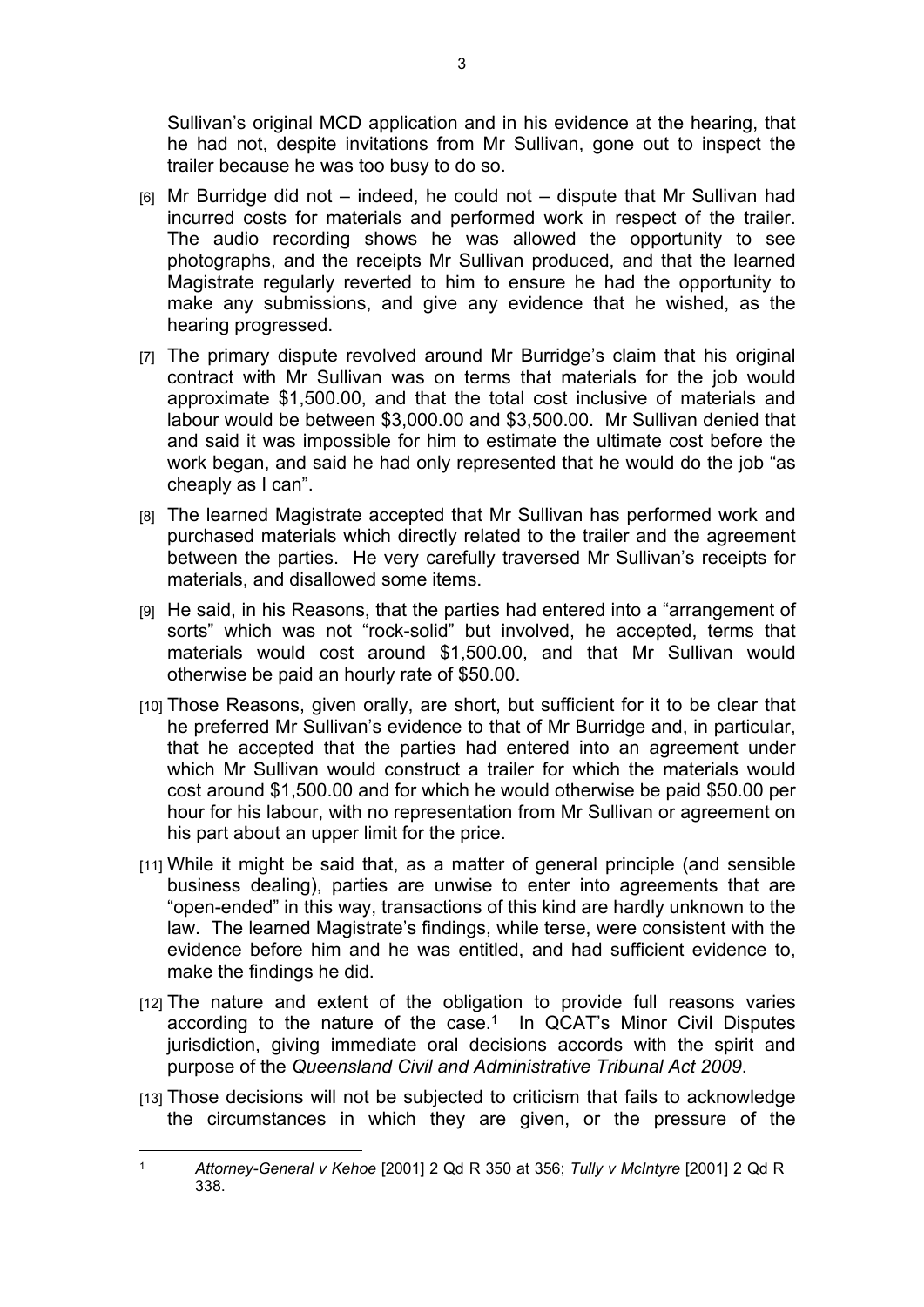Sullivan's original MCD application and in his evidence at the hearing, that he had not, despite invitations from Mr Sullivan, gone out to inspect the trailer because he was too busy to do so.

[6] Mr Burridge did not – indeed, he could not – dispute that Mr Sullivan had incurred costs for materials and performed work in respect of the trailer. The audio recording shows he was allowed the opportunity to see photographs, and the receipts Mr Sullivan produced, and that the learned Magistrate regularly reverted to him to ensure he had the opportunity to make any submissions, and give any evidence that he wished, as the hearing progressed.

[7] The primary dispute revolved around Mr Burridge's claim that his original contract with Mr Sullivan was on terms that materials for the job would approximate $1,500.00, and that the total cost inclusive of materials and labour would be between $3,000.00 and $3,500.00. Mr Sullivan denied that and said it was impossible for him to estimate the ultimate cost before the work began, and said he had only represented that he would do the job "as cheaply as I can".

[8] The learned Magistrate accepted that Mr Sullivan has performed work and purchased materials which directly related to the trailer and the agreement between the parties. He very carefully traversed Mr Sullivan's receipts for materials, and disallowed some items.

[9] He said, in his Reasons, that the parties had entered into a "arrangement of sorts" which was not "rock-solid" but involved, he accepted, terms that materials would cost around $1,500.00, and that Mr Sullivan would otherwise be paid an hourly rate of $50.00.

[10] Those Reasons, given orally, are short, but sufficient for it to be clear that he preferred Mr Sullivan's evidence to that of Mr Burridge and, in particular, that he accepted that the parties had entered into an agreement under which Mr Sullivan would construct a trailer for which the materials would cost around $1,500.00 and for which he would otherwise be paid $50.00 per hour for his labour, with no representation from Mr Sullivan or agreement on his part about an upper limit for the price.

[11] While it might be said that, as a matter of general principle (and sensible business dealing), parties are unwise to enter into agreements that are "open-ended" in this way, transactions of this kind are hardly unknown to the law. The learned Magistrate's findings, while terse, were consistent with the evidence before him and he was entitled, and had sufficient evidence to, make the findings he did.

[12] The nature and extent of the obligation to provide full reasons varies according to the nature of the case.[1] In QCAT's Minor Civil Disputes jurisdiction, giving immediate oral decisions accords with the spirit and purpose of the *Queensland Civil and Administrative Tribunal Act 2009*.

[13] Those decisions will not be subjected to criticism that fails to acknowledge the circumstances in which they are given, or the pressure of the

---

[1] *Attorney-General v Kehoe* [2001] 2 Qd R 350 at 356; *Tully v McIntyre* [2001] 2 Qd R 338.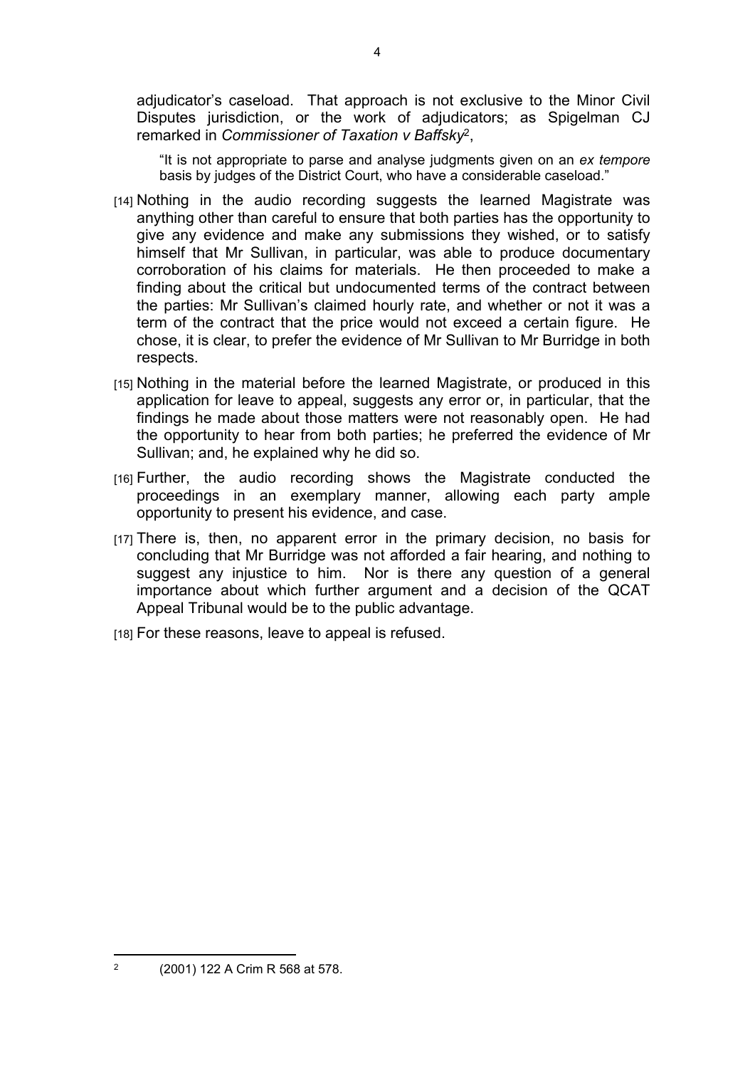adjudicator's caseload. That approach is not exclusive to the Minor Civil Disputes jurisdiction, or the work of adjudicators; as Spigelman CJ remarked in *Commissioner of Taxation v Baffsky*[2],

> "It is not appropriate to parse and analyse judgments given on an *ex tempore* basis by judges of the District Court, who have a considerable caseload."

[14] Nothing in the audio recording suggests the learned Magistrate was anything other than careful to ensure that both parties has the opportunity to give any evidence and make any submissions they wished, or to satisfy himself that Mr Sullivan, in particular, was able to produce documentary corroboration of his claims for materials. He then proceeded to make a finding about the critical but undocumented terms of the contract between the parties: Mr Sullivan's claimed hourly rate, and whether or not it was a term of the contract that the price would not exceed a certain figure. He chose, it is clear, to prefer the evidence of Mr Sullivan to Mr Burridge in both respects.

[15] Nothing in the material before the learned Magistrate, or produced in this application for leave to appeal, suggests any error or, in particular, that the findings he made about those matters were not reasonably open. He had the opportunity to hear from both parties; he preferred the evidence of Mr Sullivan; and, he explained why he did so.

[16] Further, the audio recording shows the Magistrate conducted the proceedings in an exemplary manner, allowing each party ample opportunity to present his evidence, and case.

[17] There is, then, no apparent error in the primary decision, no basis for concluding that Mr Burridge was not afforded a fair hearing, and nothing to suggest any injustice to him. Nor is there any question of a general importance about which further argument and a decision of the QCAT Appeal Tribunal would be to the public advantage.

[18] For these reasons, leave to appeal is refused.

---

[2] (2001) 122 A Crim R 568 at 578.